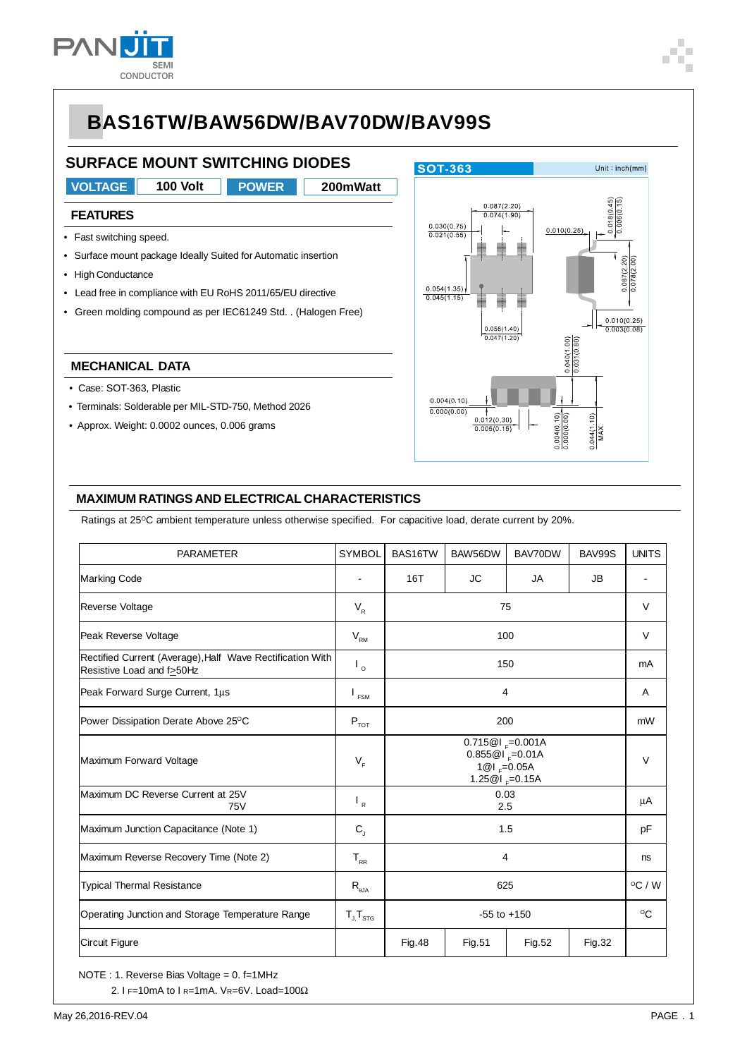# BAS16TW/BAW56DW/BAV70DW/BAV99S

## SURFACE MOUNT SWITCHING DIODES

| VOLTAGE | 100 Volt | POWER | 200mWatt |
|---|---|---|---|

### FEATURES

- Fast switching speed.
- Surface mount package Ideally Suited for Automatic insertion
- High Conductance
- Lead free in compliance with EU RoHS 2011/65/EU directive
- Green molding compound as per IEC61249 Std. . (Halogen Free)

### MECHANICAL DATA

- Case: SOT-363, Plastic
- Terminals: Solderable per MIL-STD-750, Method 2026
- Approx. Weight: 0.0002 ounces, 0.006 grams

SOT-363 Unit : inch(mm)

## MAXIMUM RATINGS AND ELECTRICAL CHARACTERISTICS

Ratings at 25°C ambient temperature unless otherwise specified. For capacitive load, derate current by 20%.

| PARAMETER | SYMBOL | BAS16TW | BAW56DW | BAV70DW | BAV99S | UNITS |
|---|---|---|---|---|---|---|
| Marking Code | - | 16T | JC | JA | JB | - |
| Reverse Voltage | $V_R$ | 75 | | | | V |
| Peak Reverse Voltage | $V_{RM}$ | 100 | | | | V |
| Rectified Current (Average),Half Wave Rectification With Resistive Load and f≥50Hz | $I_O$ | 150 | | | | mA |
| Peak Forward Surge Current, 1µs | $I_{FSM}$ | 4 | | | | A |
| Power Dissipation Derate Above 25°C | $P_{TOT}$ | 200 | | | | mW |
| Maximum Forward Voltage | $V_F$ | 0.715@$I_F$=0.001A<br>0.855@$I_F$=0.01A<br>1@$I_F$=0.05A<br>1.25@$I_F$=0.15A | | | | V |
| Maximum DC Reverse Current at 25V<br>75V | $I_R$ | 0.03<br>2.5 | | | | µA |
| Maximum Junction Capacitance (Note 1) | $C_J$ | 1.5 | | | | pF |
| Maximum Reverse Recovery Time (Note 2) | $T_{RR}$ | 4 | | | | ns |
| Typical Thermal Resistance | $R_{\theta JA}$ | 625 | | | | °C / W |
| Operating Junction and Storage Temperature Range | $T_J, T_{STG}$ | -55 to +150 | | | | °C |
| Circuit Figure | | Fig.48 | Fig.51 | Fig.52 | Fig.32 | |

NOTE : 1. Reverse Bias Voltage = 0. f=1MHz

2. $I_F$=10mA to $I_R$=1mA. $V_R$=6V. Load=100Ω

May 26,2016-REV.04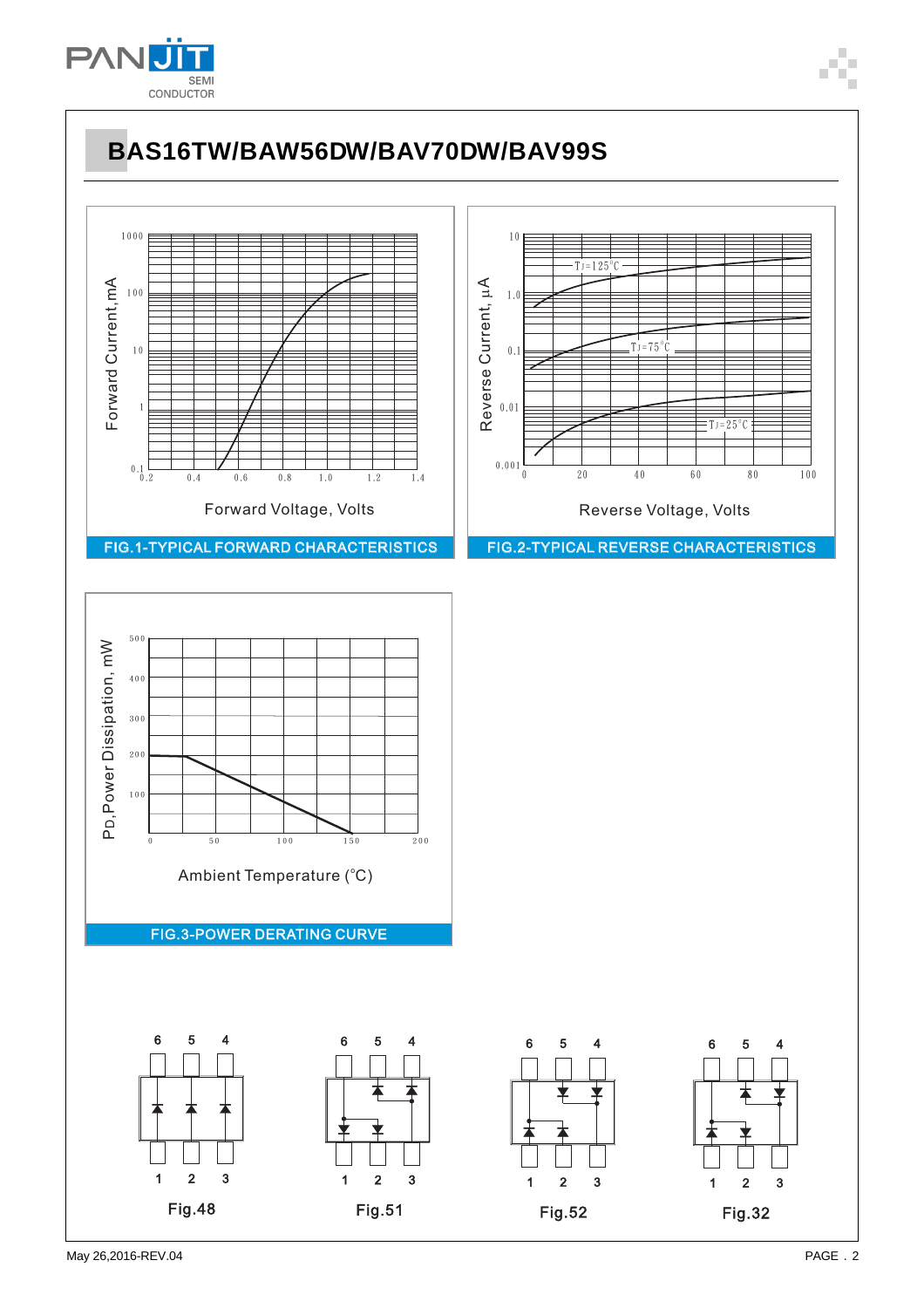# BAS16TW/BAW56DW/BAV70DW/BAV99S

Forward Current, mA

Forward Voltage, Volts

FIG.1-TYPICAL FORWARD CHARACTERISTICS

Reverse Current, μA

Reverse Voltage, Volts

FIG.2-TYPICAL REVERSE CHARACTERISTICS

$P_D$,Power Dissipation, mW

Ambient Temperature (°C)

FIG.3-POWER DERATING CURVE

Fig.48

Fig.51

Fig.52

Fig.32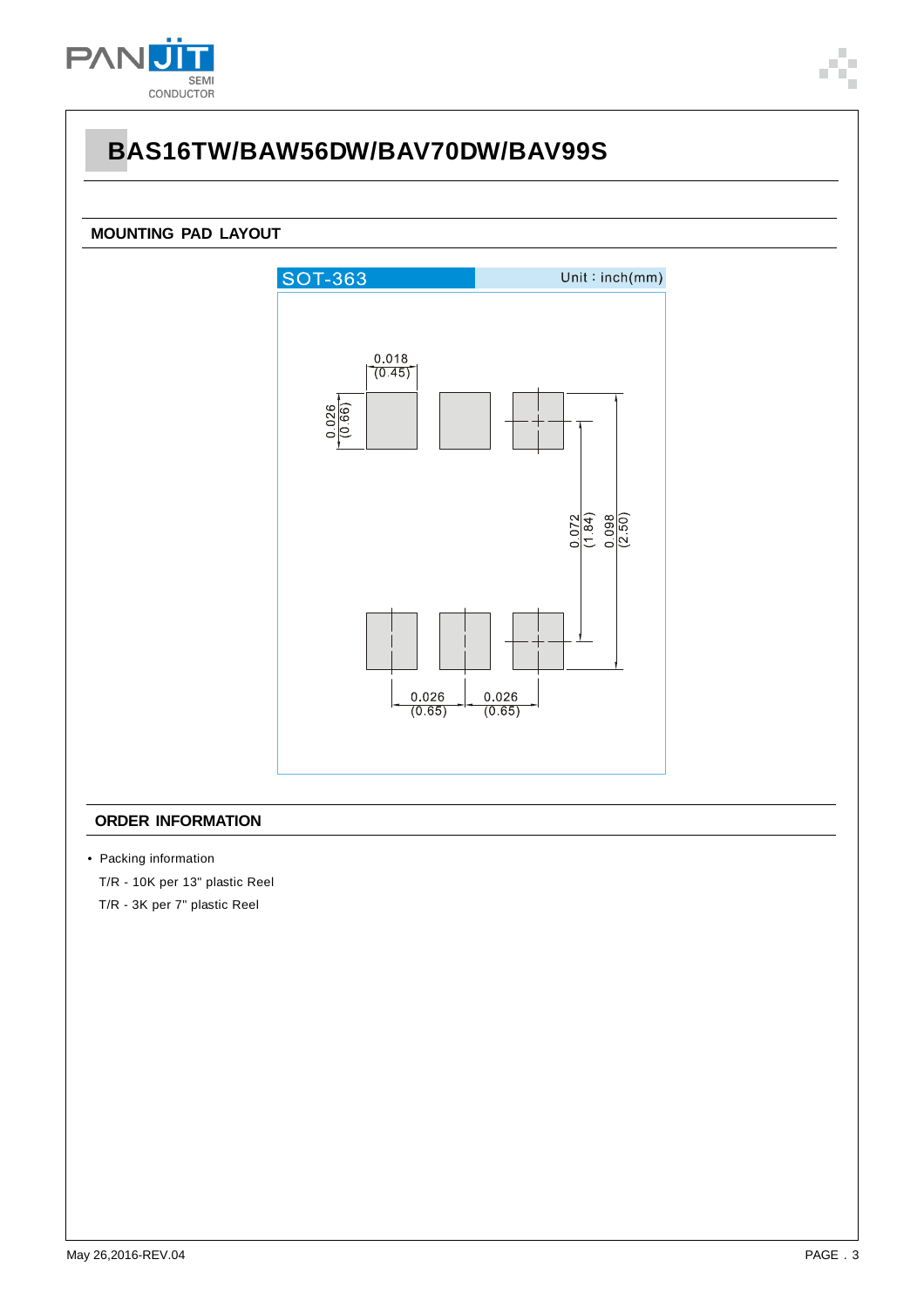# BAS16TW/BAW56DW/BAV70DW/BAV99S

## MOUNTING PAD LAYOUT

SOT-363 Unit : inch(mm)

0.018 (0.45)

0.026 (0.66)

0.072 (1.84)

0.098 (2.50)

0.026 (0.65) 0.026 (0.65)

## ORDER INFORMATION

- Packing information

  T/R - 10K per 13" plastic Reel

  T/R - 3K per 7" plastic Reel

May 26,2016-REV.04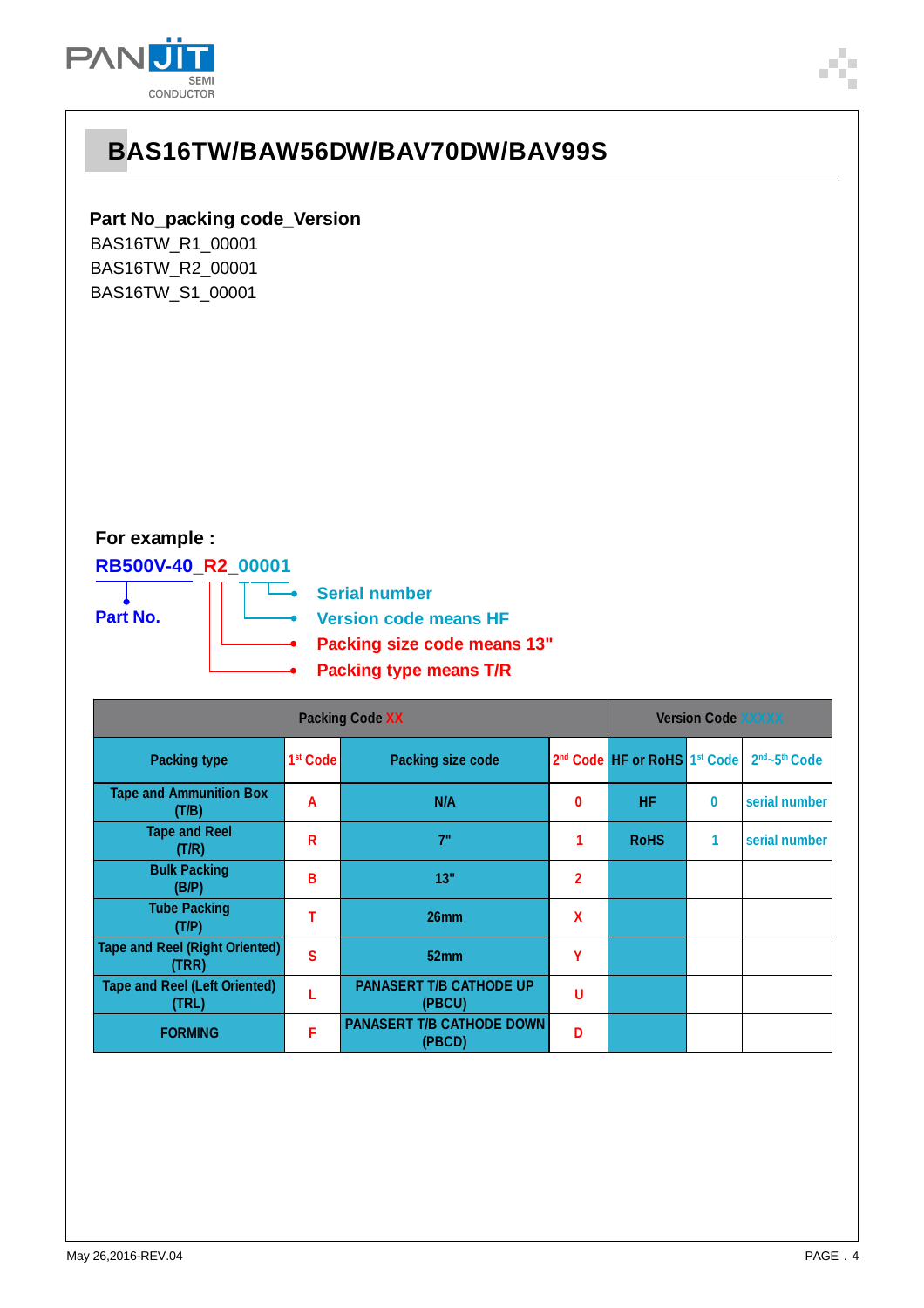# BAS16TW/BAW56DW/BAV70DW/BAV99S

**Part No_packing code_Version**

BAS16TW_R1_00001
BAS16TW_R2_00001
BAS16TW_S1_00001

**For example :**

**RB500V-40_R2_00001**

- **Part No.**
- **Serial number**
- **Version code means HF**
- **Packing size code means 13"**
- **Packing type means T/R**

| Packing Code XX | | | | Version Code XXXXX | | |
|---|---|---|---|---|---|---|
| Packing type | 1st Code | Packing size code | 2nd Code | HF or RoHS | 1st Code | 2nd~5th Code |
| Tape and Ammunition Box (T/B) | A | N/A | 0 | HF | 0 | serial number |
| Tape and Reel (T/R) | R | 7" | 1 | RoHS | 1 | serial number |
| Bulk Packing (B/P) | B | 13" | 2 | | | |
| Tube Packing (T/P) | T | 26mm | X | | | |
| Tape and Reel (Right Oriented) (TRR) | S | 52mm | Y | | | |
| Tape and Reel (Left Oriented) (TRL) | L | PANASERT T/B CATHODE UP (PBCU) | U | | | |
| FORMING | F | PANASERT T/B CATHODE DOWN (PBCD) | D | | | |

May 26,2016-REV.04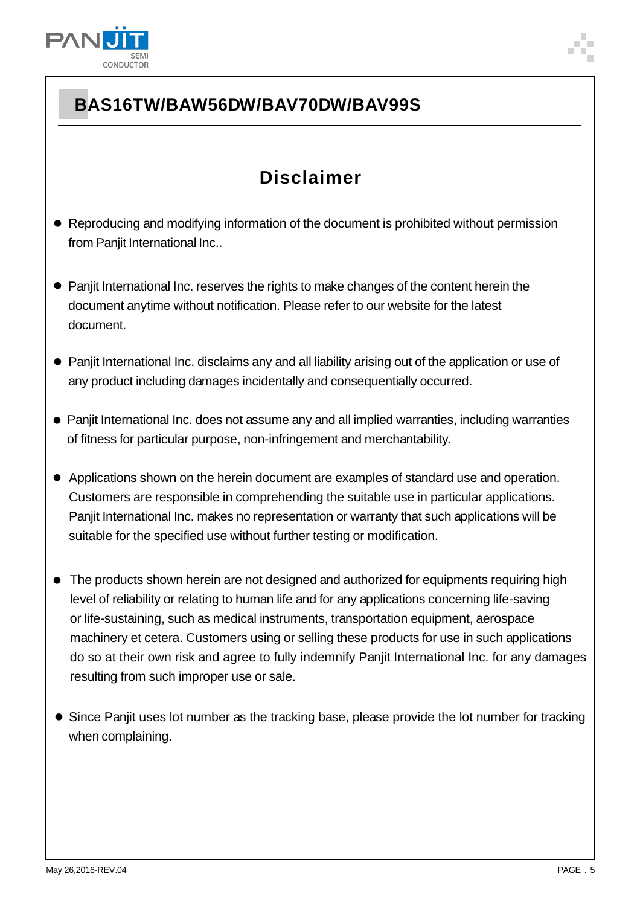## BAS16TW/BAW56DW/BAV70DW/BAV99S

# Disclaimer

- Reproducing and modifying information of the document is prohibited without permission from Panjit International Inc..
- Panjit International Inc. reserves the rights to make changes of the content herein the document anytime without notification. Please refer to our website for the latest document.
- Panjit International Inc. disclaims any and all liability arising out of the application or use of any product including damages incidentally and consequentially occurred.
- Panjit International Inc. does not assume any and all implied warranties, including warranties of fitness for particular purpose, non-infringement and merchantability.
- Applications shown on the herein document are examples of standard use and operation. Customers are responsible in comprehending the suitable use in particular applications. Panjit International Inc. makes no representation or warranty that such applications will be suitable for the specified use without further testing or modification.
- The products shown herein are not designed and authorized for equipments requiring high level of reliability or relating to human life and for any applications concerning life-saving or life-sustaining, such as medical instruments, transportation equipment, aerospace machinery et cetera. Customers using or selling these products for use in such applications do so at their own risk and agree to fully indemnify Panjit International Inc. for any damages resulting from such improper use or sale.
- Since Panjit uses lot number as the tracking base, please provide the lot number for tracking when complaining.

May 26,2016-REV.04